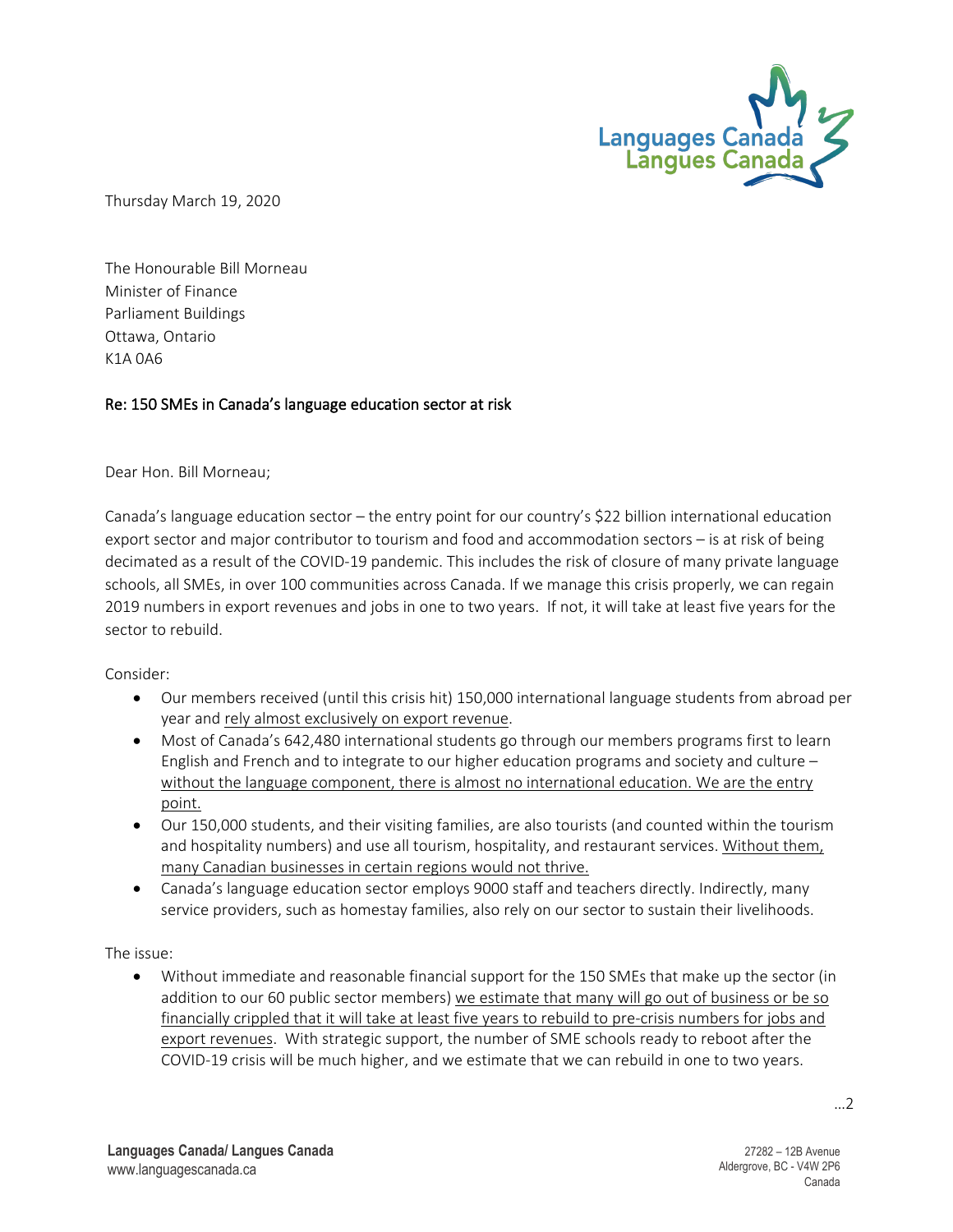Thursday March 19, 2020

The Honourable Bill Morneau
Minister of Finance
Parliament Buildings
Ottawa, Ontario
K1A 0A6

Re: 150 SMEs in Canada's language education sector at risk

Dear Hon. Bill Morneau;

Canada's language education sector – the entry point for our country's $22 billion international education export sector and major contributor to tourism and food and accommodation sectors – is at risk of being decimated as a result of the COVID-19 pandemic. This includes the risk of closure of many private language schools, all SMEs, in over 100 communities across Canada. If we manage this crisis properly, we can regain 2019 numbers in export revenues and jobs in one to two years. If not, it will take at least five years for the sector to rebuild.

Consider:

- Our members received (until this crisis hit) 150,000 international language students from abroad per year and rely almost exclusively on export revenue.
- Most of Canada's 642,480 international students go through our members programs first to learn English and French and to integrate to our higher education programs and society and culture – without the language component, there is almost no international education. We are the entry point.
- Our 150,000 students, and their visiting families, are also tourists (and counted within the tourism and hospitality numbers) and use all tourism, hospitality, and restaurant services. Without them, many Canadian businesses in certain regions would not thrive.
- Canada's language education sector employs 9000 staff and teachers directly. Indirectly, many service providers, such as homestay families, also rely on our sector to sustain their livelihoods.

The issue:

- Without immediate and reasonable financial support for the 150 SMEs that make up the sector (in addition to our 60 public sector members) we estimate that many will go out of business or be so financially crippled that it will take at least five years to rebuild to pre-crisis numbers for jobs and export revenues. With strategic support, the number of SME schools ready to reboot after the COVID-19 crisis will be much higher, and we estimate that we can rebuild in one to two years.

…2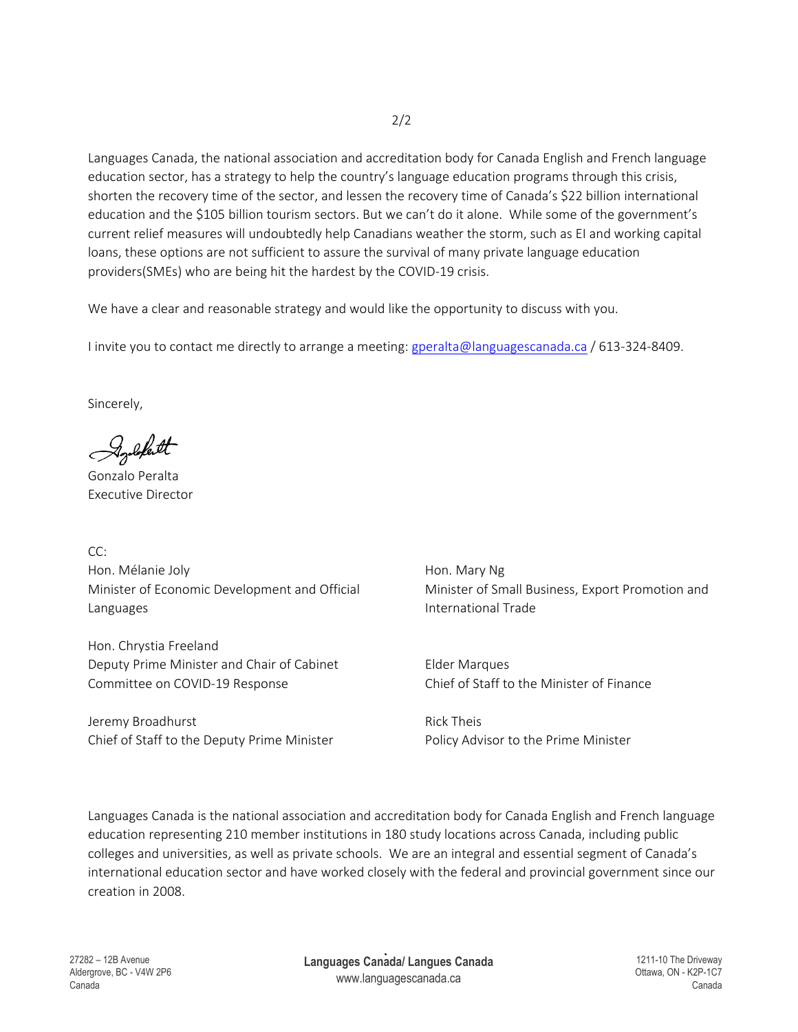Languages Canada, the national association and accreditation body for Canada English and French language education sector, has a strategy to help the country's language education programs through this crisis, shorten the recovery time of the sector, and lessen the recovery time of Canada's $22 billion international education and the $105 billion tourism sectors. But we can't do it alone. While some of the government's current relief measures will undoubtedly help Canadians weather the storm, such as EI and working capital loans, these options are not sufficient to assure the survival of many private language education providers(SMEs) who are being hit the hardest by the COVID-19 crisis.

We have a clear and reasonable strategy and would like the opportunity to discuss with you.

I invite you to contact me directly to arrange a meeting: gperalta@languagescanada.ca / 613-324-8409.

Sincerely,

Gonzalo Peralta
Executive Director

CC:

Hon. Mélanie Joly
Minister of Economic Development and Official Languages

Hon. Mary Ng
Minister of Small Business, Export Promotion and International Trade

Hon. Chrystia Freeland
Deputy Prime Minister and Chair of Cabinet Committee on COVID-19 Response

Elder Marques
Chief of Staff to the Minister of Finance

Jeremy Broadhurst
Chief of Staff to the Deputy Prime Minister

Rick Theis
Policy Advisor to the Prime Minister

Languages Canada is the national association and accreditation body for Canada English and French language education representing 210 member institutions in 180 study locations across Canada, including public colleges and universities, as well as private schools. We are an integral and essential segment of Canada's international education sector and have worked closely with the federal and provincial government since our creation in 2008.

27282 – 12B Avenue
Aldergrove, BC - V4W 2P6
Canada

**Languages Canada/ Langues Canada**
www.languagescanada.ca

1211-10 The Driveway
Ottawa, ON - K2P-1C7
Canada